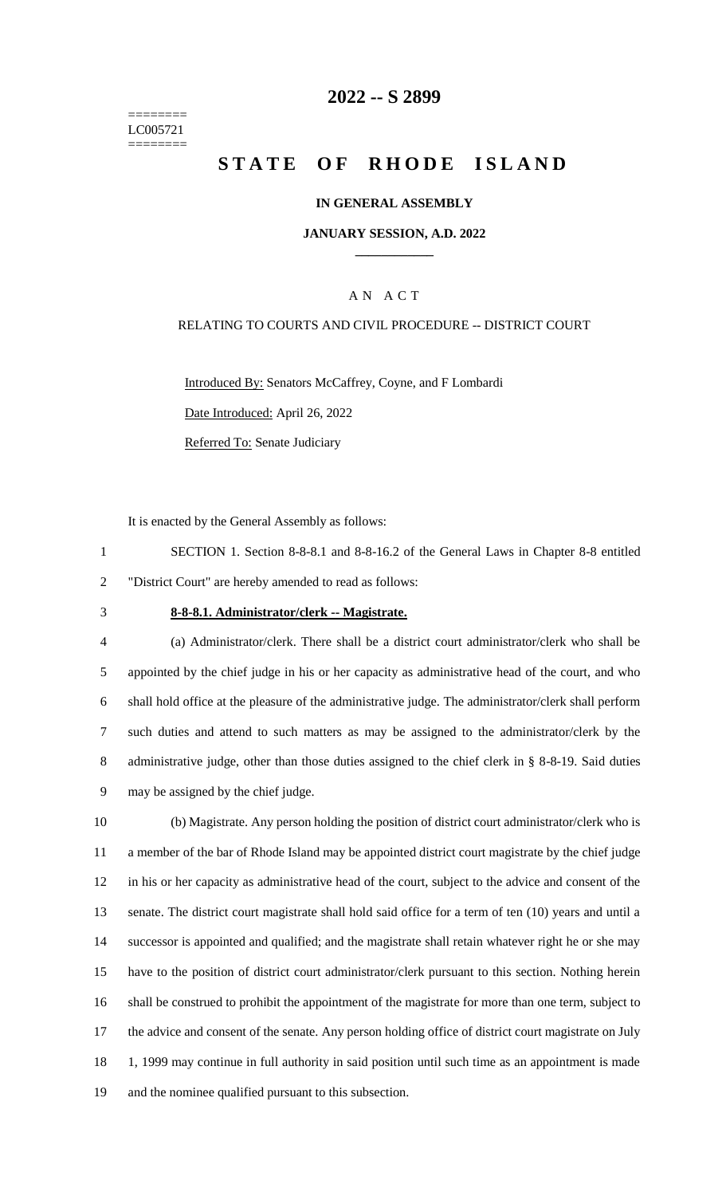========
LC005721
========

# 2022 -- S 2899

# STATE OF RHODE ISLAND

**IN GENERAL ASSEMBLY**

**JANUARY SESSION, A.D. 2022**

____________

A N A C T

RELATING TO COURTS AND CIVIL PROCEDURE -- DISTRICT COURT

Introduced By: Senators McCaffrey, Coyne, and F Lombardi

Date Introduced: April 26, 2022

Referred To: Senate Judiciary

It is enacted by the General Assembly as follows:

1 SECTION 1. Section 8-8-8.1 and 8-8-16.2 of the General Laws in Chapter 8-8 entitled
2 "District Court" are hereby amended to read as follows:

3 **8-8-8.1. Administrator/clerk -- Magistrate.**

4 (a) Administrator/clerk. There shall be a district court administrator/clerk who shall be
5 appointed by the chief judge in his or her capacity as administrative head of the court, and who
6 shall hold office at the pleasure of the administrative judge. The administrator/clerk shall perform
7 such duties and attend to such matters as may be assigned to the administrator/clerk by the
8 administrative judge, other than those duties assigned to the chief clerk in § 8-8-19. Said duties
9 may be assigned by the chief judge.

10 (b) Magistrate. Any person holding the position of district court administrator/clerk who is
11 a member of the bar of Rhode Island may be appointed district court magistrate by the chief judge
12 in his or her capacity as administrative head of the court, subject to the advice and consent of the
13 senate. The district court magistrate shall hold said office for a term of ten (10) years and until a
14 successor is appointed and qualified; and the magistrate shall retain whatever right he or she may
15 have to the position of district court administrator/clerk pursuant to this section. Nothing herein
16 shall be construed to prohibit the appointment of the magistrate for more than one term, subject to
17 the advice and consent of the senate. Any person holding office of district court magistrate on July
18 1, 1999 may continue in full authority in said position until such time as an appointment is made
19 and the nominee qualified pursuant to this subsection.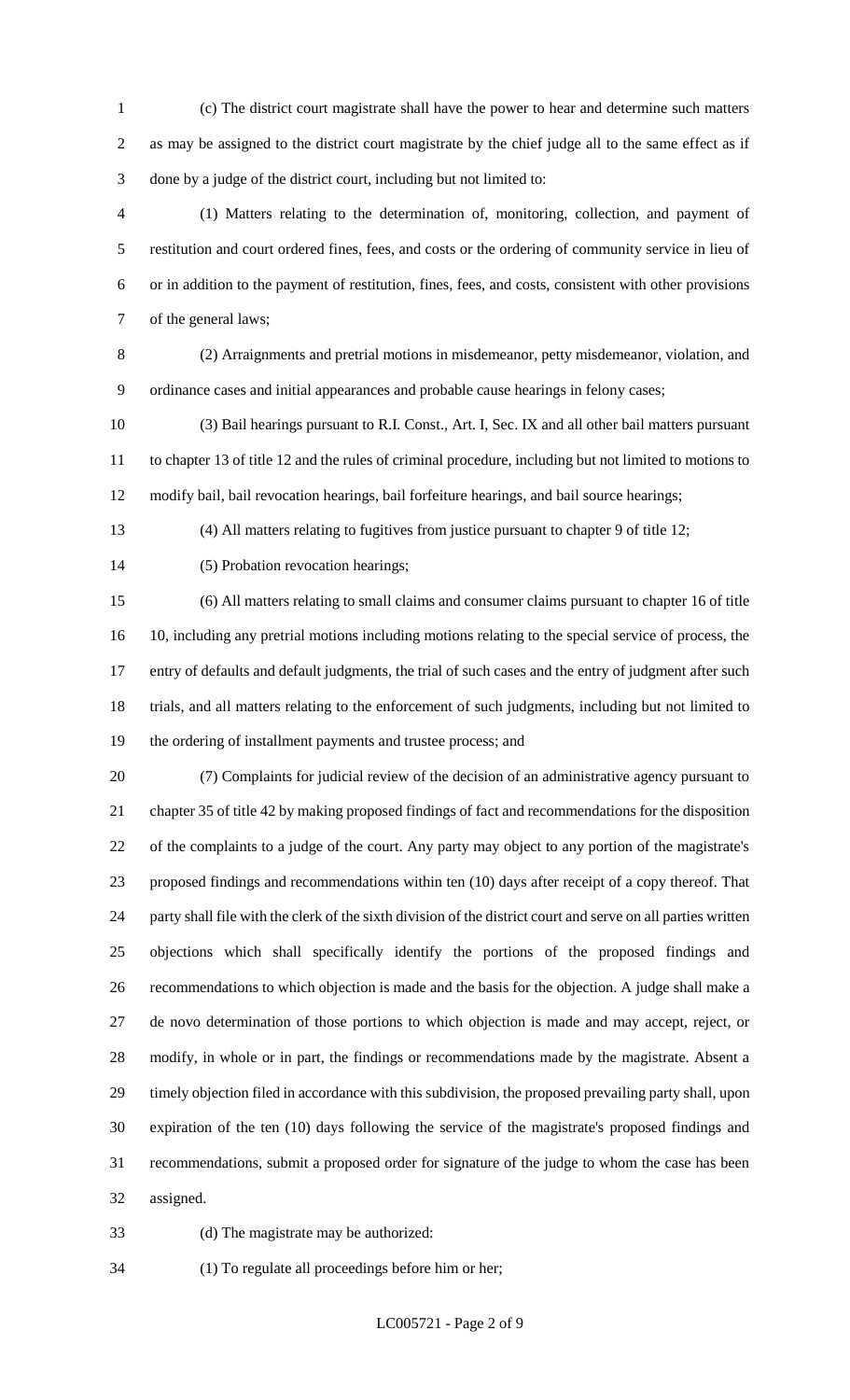(c) The district court magistrate shall have the power to hear and determine such matters as may be assigned to the district court magistrate by the chief judge all to the same effect as if done by a judge of the district court, including but not limited to:

(1) Matters relating to the determination of, monitoring, collection, and payment of restitution and court ordered fines, fees, and costs or the ordering of community service in lieu of or in addition to the payment of restitution, fines, fees, and costs, consistent with other provisions of the general laws;

(2) Arraignments and pretrial motions in misdemeanor, petty misdemeanor, violation, and ordinance cases and initial appearances and probable cause hearings in felony cases;

(3) Bail hearings pursuant to R.I. Const., Art. I, Sec. IX and all other bail matters pursuant to chapter 13 of title 12 and the rules of criminal procedure, including but not limited to motions to modify bail, bail revocation hearings, bail forfeiture hearings, and bail source hearings;

(4) All matters relating to fugitives from justice pursuant to chapter 9 of title 12;

(5) Probation revocation hearings;

(6) All matters relating to small claims and consumer claims pursuant to chapter 16 of title 10, including any pretrial motions including motions relating to the special service of process, the entry of defaults and default judgments, the trial of such cases and the entry of judgment after such trials, and all matters relating to the enforcement of such judgments, including but not limited to the ordering of installment payments and trustee process; and

(7) Complaints for judicial review of the decision of an administrative agency pursuant to chapter 35 of title 42 by making proposed findings of fact and recommendations for the disposition of the complaints to a judge of the court. Any party may object to any portion of the magistrate's proposed findings and recommendations within ten (10) days after receipt of a copy thereof. That party shall file with the clerk of the sixth division of the district court and serve on all parties written objections which shall specifically identify the portions of the proposed findings and recommendations to which objection is made and the basis for the objection. A judge shall make a de novo determination of those portions to which objection is made and may accept, reject, or modify, in whole or in part, the findings or recommendations made by the magistrate. Absent a timely objection filed in accordance with this subdivision, the proposed prevailing party shall, upon expiration of the ten (10) days following the service of the magistrate's proposed findings and recommendations, submit a proposed order for signature of the judge to whom the case has been assigned.

(d) The magistrate may be authorized:

(1) To regulate all proceedings before him or her;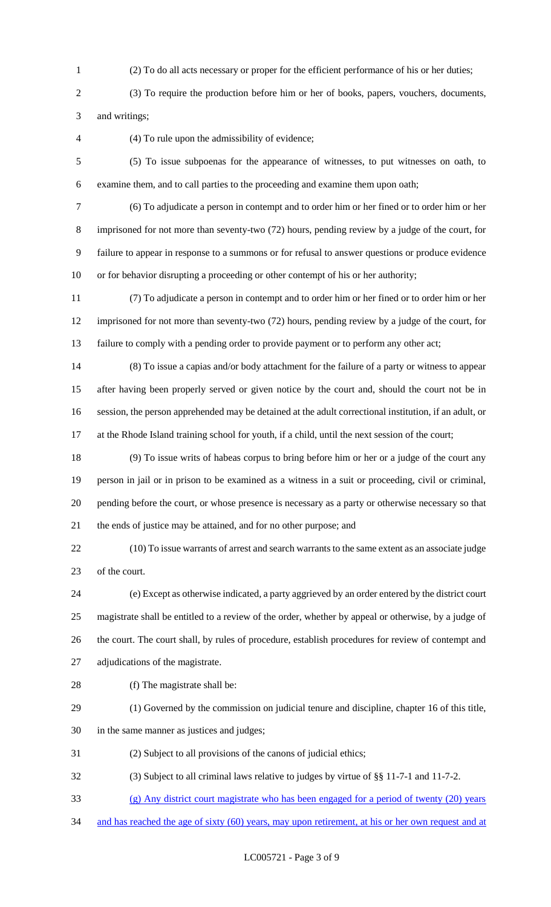(2) To do all acts necessary or proper for the efficient performance of his or her duties;

(3) To require the production before him or her of books, papers, vouchers, documents, and writings;

(4) To rule upon the admissibility of evidence;

(5) To issue subpoenas for the appearance of witnesses, to put witnesses on oath, to examine them, and to call parties to the proceeding and examine them upon oath;

(6) To adjudicate a person in contempt and to order him or her fined or to order him or her imprisoned for not more than seventy-two (72) hours, pending review by a judge of the court, for failure to appear in response to a summons or for refusal to answer questions or produce evidence or for behavior disrupting a proceeding or other contempt of his or her authority;

(7) To adjudicate a person in contempt and to order him or her fined or to order him or her imprisoned for not more than seventy-two (72) hours, pending review by a judge of the court, for failure to comply with a pending order to provide payment or to perform any other act;

(8) To issue a capias and/or body attachment for the failure of a party or witness to appear after having been properly served or given notice by the court and, should the court not be in session, the person apprehended may be detained at the adult correctional institution, if an adult, or at the Rhode Island training school for youth, if a child, until the next session of the court;

(9) To issue writs of habeas corpus to bring before him or her or a judge of the court any person in jail or in prison to be examined as a witness in a suit or proceeding, civil or criminal, pending before the court, or whose presence is necessary as a party or otherwise necessary so that the ends of justice may be attained, and for no other purpose; and

(10) To issue warrants of arrest and search warrants to the same extent as an associate judge of the court.

(e) Except as otherwise indicated, a party aggrieved by an order entered by the district court magistrate shall be entitled to a review of the order, whether by appeal or otherwise, by a judge of the court. The court shall, by rules of procedure, establish procedures for review of contempt and adjudications of the magistrate.

(f) The magistrate shall be:

(1) Governed by the commission on judicial tenure and discipline, chapter 16 of this title, in the same manner as justices and judges;

(2) Subject to all provisions of the canons of judicial ethics;

(3) Subject to all criminal laws relative to judges by virtue of §§ 11-7-1 and 11-7-2.

(g) Any district court magistrate who has been engaged for a period of twenty (20) years and has reached the age of sixty (60) years, may upon retirement, at his or her own request and at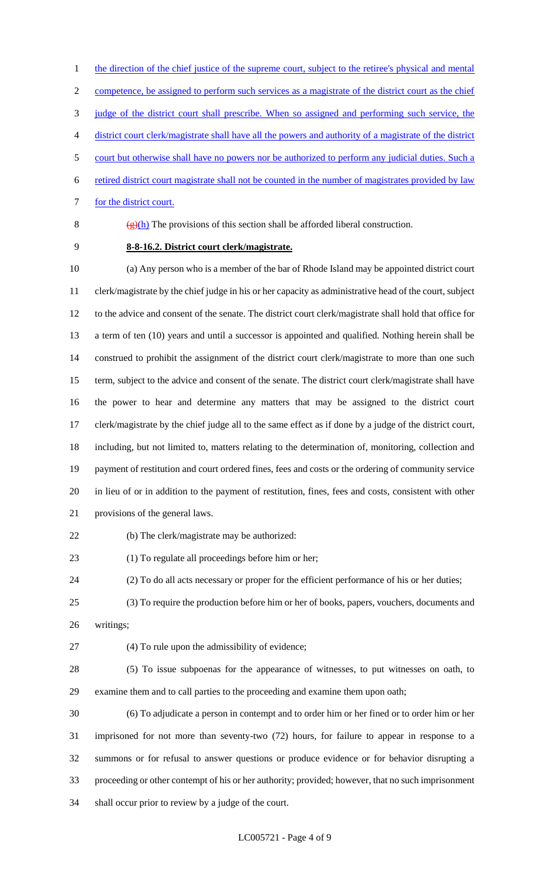the direction of the chief justice of the supreme court, subject to the retiree's physical and mental competence, be assigned to perform such services as a magistrate of the district court as the chief judge of the district court shall prescribe. When so assigned and performing such service, the district court clerk/magistrate shall have all the powers and authority of a magistrate of the district court but otherwise shall have no powers nor be authorized to perform any judicial duties. Such a retired district court magistrate shall not be counted in the number of magistrates provided by law for the district court.

~~(g)~~(h) The provisions of this section shall be afforded liberal construction.

**8-8-16.2. District court clerk/magistrate.**

(a) Any person who is a member of the bar of Rhode Island may be appointed district court clerk/magistrate by the chief judge in his or her capacity as administrative head of the court, subject to the advice and consent of the senate. The district court clerk/magistrate shall hold that office for a term of ten (10) years and until a successor is appointed and qualified. Nothing herein shall be construed to prohibit the assignment of the district court clerk/magistrate to more than one such term, subject to the advice and consent of the senate. The district court clerk/magistrate shall have the power to hear and determine any matters that may be assigned to the district court clerk/magistrate by the chief judge all to the same effect as if done by a judge of the district court, including, but not limited to, matters relating to the determination of, monitoring, collection and payment of restitution and court ordered fines, fees and costs or the ordering of community service in lieu of or in addition to the payment of restitution, fines, fees and costs, consistent with other provisions of the general laws.

(b) The clerk/magistrate may be authorized:

(1) To regulate all proceedings before him or her;

(2) To do all acts necessary or proper for the efficient performance of his or her duties;

(3) To require the production before him or her of books, papers, vouchers, documents and writings;

(4) To rule upon the admissibility of evidence;

(5) To issue subpoenas for the appearance of witnesses, to put witnesses on oath, to examine them and to call parties to the proceeding and examine them upon oath;

(6) To adjudicate a person in contempt and to order him or her fined or to order him or her imprisoned for not more than seventy-two (72) hours, for failure to appear in response to a summons or for refusal to answer questions or produce evidence or for behavior disrupting a proceeding or other contempt of his or her authority; provided; however, that no such imprisonment shall occur prior to review by a judge of the court.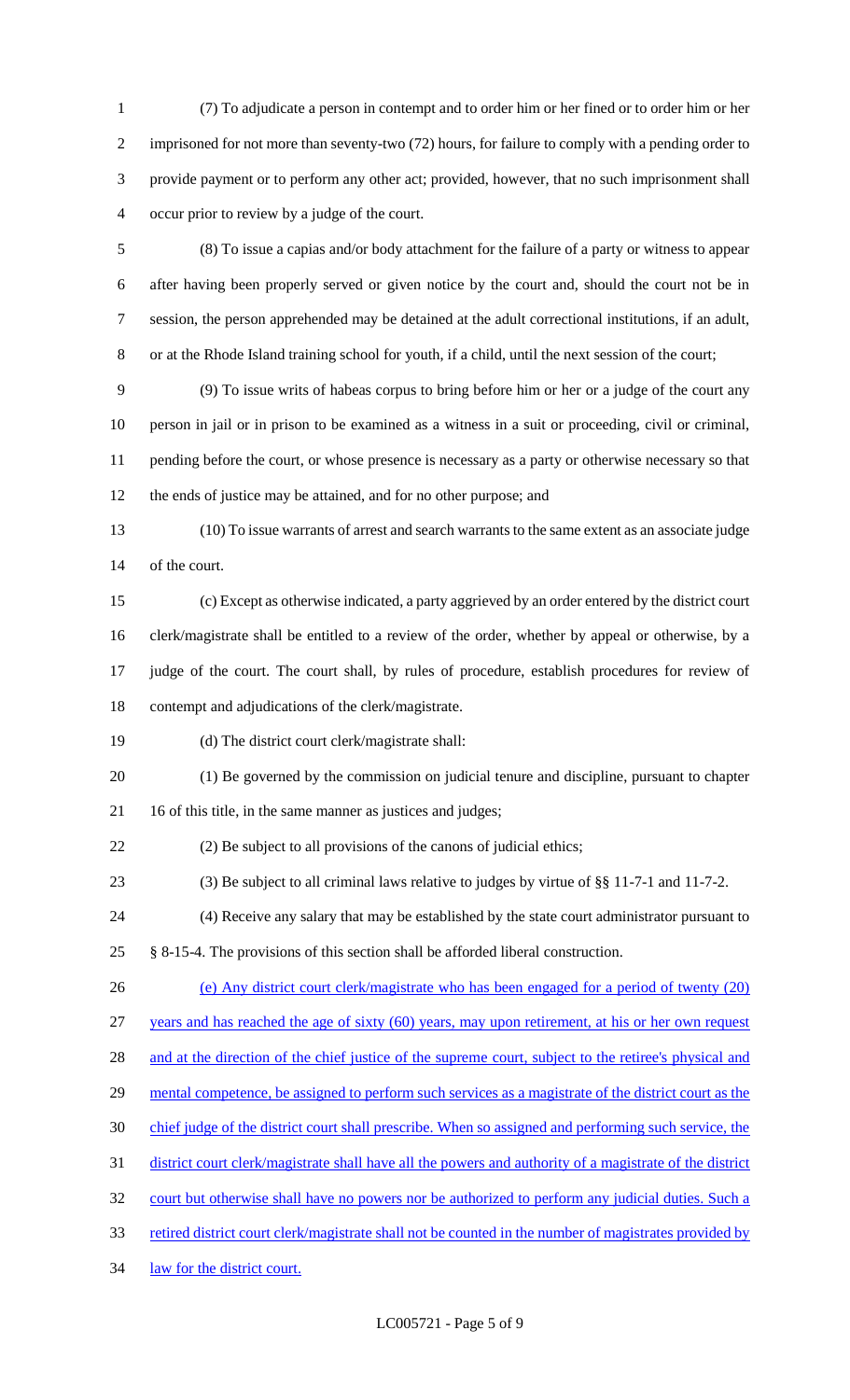(7) To adjudicate a person in contempt and to order him or her fined or to order him or her imprisoned for not more than seventy-two (72) hours, for failure to comply with a pending order to provide payment or to perform any other act; provided, however, that no such imprisonment shall occur prior to review by a judge of the court.

(8) To issue a capias and/or body attachment for the failure of a party or witness to appear after having been properly served or given notice by the court and, should the court not be in session, the person apprehended may be detained at the adult correctional institutions, if an adult, or at the Rhode Island training school for youth, if a child, until the next session of the court;

(9) To issue writs of habeas corpus to bring before him or her or a judge of the court any person in jail or in prison to be examined as a witness in a suit or proceeding, civil or criminal, pending before the court, or whose presence is necessary as a party or otherwise necessary so that the ends of justice may be attained, and for no other purpose; and

(10) To issue warrants of arrest and search warrants to the same extent as an associate judge of the court.

(c) Except as otherwise indicated, a party aggrieved by an order entered by the district court clerk/magistrate shall be entitled to a review of the order, whether by appeal or otherwise, by a judge of the court. The court shall, by rules of procedure, establish procedures for review of contempt and adjudications of the clerk/magistrate.

(d) The district court clerk/magistrate shall:

(1) Be governed by the commission on judicial tenure and discipline, pursuant to chapter 16 of this title, in the same manner as justices and judges;

(2) Be subject to all provisions of the canons of judicial ethics;

(3) Be subject to all criminal laws relative to judges by virtue of §§ 11-7-1 and 11-7-2.

(4) Receive any salary that may be established by the state court administrator pursuant to § 8-15-4. The provisions of this section shall be afforded liberal construction.

<u>(e) Any district court clerk/magistrate who has been engaged for a period of twenty (20) years and has reached the age of sixty (60) years, may upon retirement, at his or her own request and at the direction of the chief justice of the supreme court, subject to the retiree's physical and mental competence, be assigned to perform such services as a magistrate of the district court as the chief judge of the district court shall prescribe. When so assigned and performing such service, the district court clerk/magistrate shall have all the powers and authority of a magistrate of the district court but otherwise shall have no powers nor be authorized to perform any judicial duties. Such a retired district court clerk/magistrate shall not be counted in the number of magistrates provided by law for the district court.</u>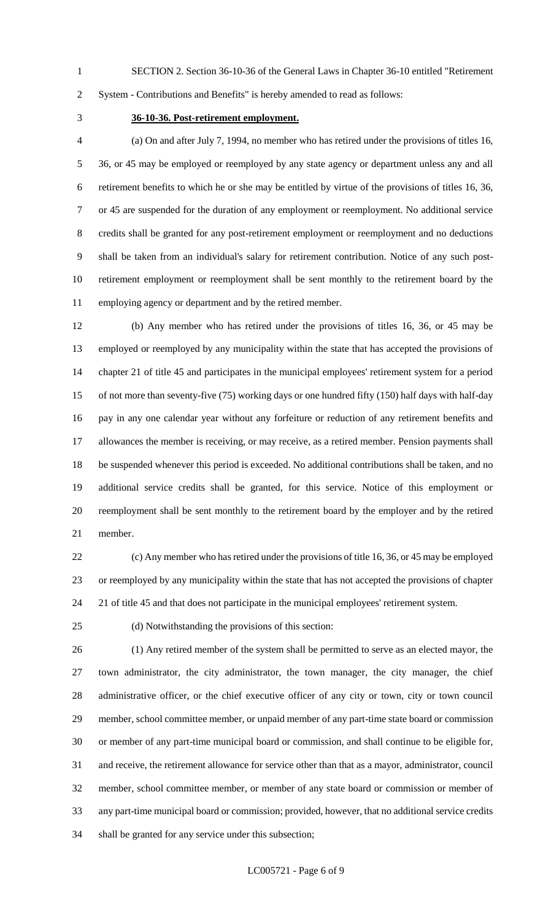SECTION 2. Section 36-10-36 of the General Laws in Chapter 36-10 entitled "Retirement System - Contributions and Benefits" is hereby amended to read as follows:

**36-10-36. Post-retirement employment.**

(a) On and after July 7, 1994, no member who has retired under the provisions of titles 16, 36, or 45 may be employed or reemployed by any state agency or department unless any and all retirement benefits to which he or she may be entitled by virtue of the provisions of titles 16, 36, or 45 are suspended for the duration of any employment or reemployment. No additional service credits shall be granted for any post-retirement employment or reemployment and no deductions shall be taken from an individual's salary for retirement contribution. Notice of any such post-retirement employment or reemployment shall be sent monthly to the retirement board by the employing agency or department and by the retired member.

(b) Any member who has retired under the provisions of titles 16, 36, or 45 may be employed or reemployed by any municipality within the state that has accepted the provisions of chapter 21 of title 45 and participates in the municipal employees' retirement system for a period of not more than seventy-five (75) working days or one hundred fifty (150) half days with half-day pay in any one calendar year without any forfeiture or reduction of any retirement benefits and allowances the member is receiving, or may receive, as a retired member. Pension payments shall be suspended whenever this period is exceeded. No additional contributions shall be taken, and no additional service credits shall be granted, for this service. Notice of this employment or reemployment shall be sent monthly to the retirement board by the employer and by the retired member.

(c) Any member who has retired under the provisions of title 16, 36, or 45 may be employed or reemployed by any municipality within the state that has not accepted the provisions of chapter 21 of title 45 and that does not participate in the municipal employees' retirement system.

(d) Notwithstanding the provisions of this section:

(1) Any retired member of the system shall be permitted to serve as an elected mayor, the town administrator, the city administrator, the town manager, the city manager, the chief administrative officer, or the chief executive officer of any city or town, city or town council member, school committee member, or unpaid member of any part-time state board or commission or member of any part-time municipal board or commission, and shall continue to be eligible for, and receive, the retirement allowance for service other than that as a mayor, administrator, council member, school committee member, or member of any state board or commission or member of any part-time municipal board or commission; provided, however, that no additional service credits shall be granted for any service under this subsection;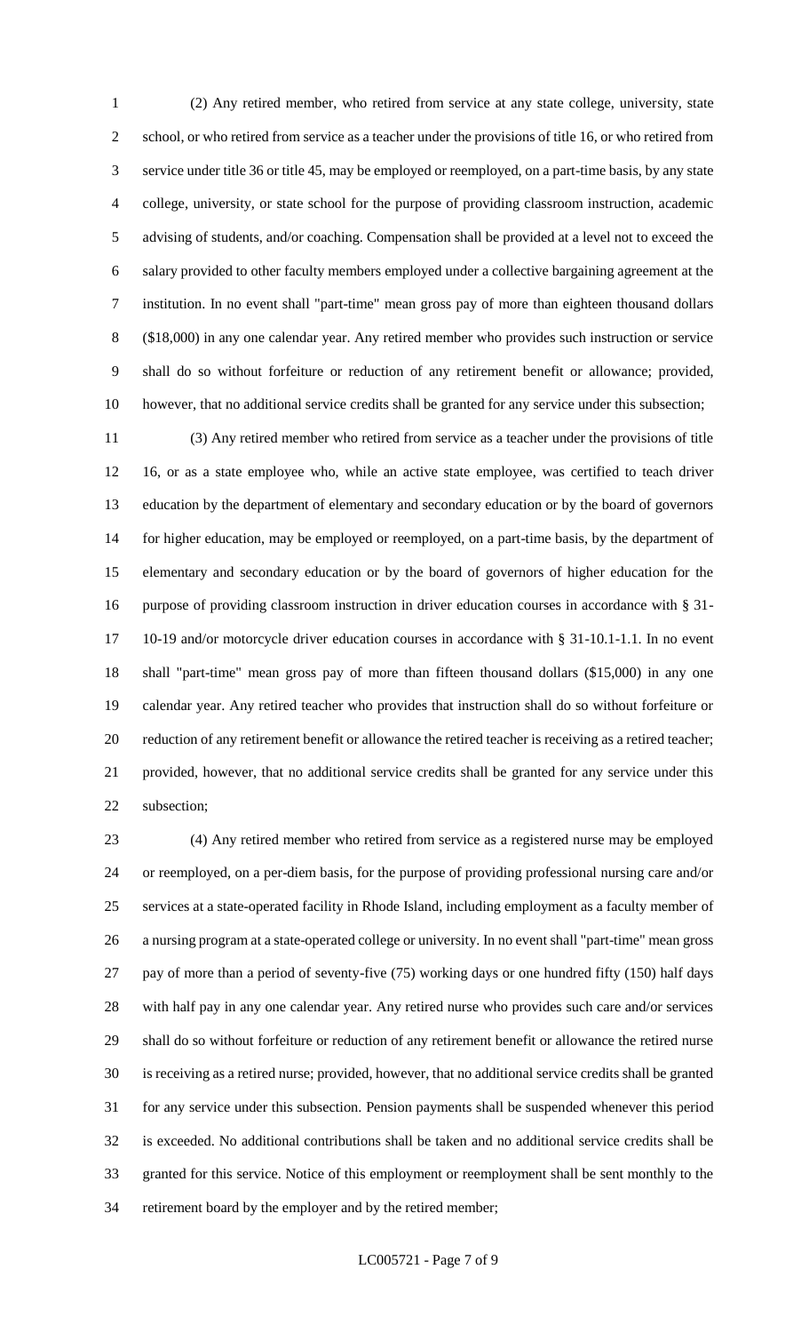(2) Any retired member, who retired from service at any state college, university, state school, or who retired from service as a teacher under the provisions of title 16, or who retired from service under title 36 or title 45, may be employed or reemployed, on a part-time basis, by any state college, university, or state school for the purpose of providing classroom instruction, academic advising of students, and/or coaching. Compensation shall be provided at a level not to exceed the salary provided to other faculty members employed under a collective bargaining agreement at the institution. In no event shall "part-time" mean gross pay of more than eighteen thousand dollars ($18,000) in any one calendar year. Any retired member who provides such instruction or service shall do so without forfeiture or reduction of any retirement benefit or allowance; provided, however, that no additional service credits shall be granted for any service under this subsection;

(3) Any retired member who retired from service as a teacher under the provisions of title 16, or as a state employee who, while an active state employee, was certified to teach driver education by the department of elementary and secondary education or by the board of governors for higher education, may be employed or reemployed, on a part-time basis, by the department of elementary and secondary education or by the board of governors of higher education for the purpose of providing classroom instruction in driver education courses in accordance with § 31-10-19 and/or motorcycle driver education courses in accordance with § 31-10.1-1.1. In no event shall "part-time" mean gross pay of more than fifteen thousand dollars ($15,000) in any one calendar year. Any retired teacher who provides that instruction shall do so without forfeiture or reduction of any retirement benefit or allowance the retired teacher is receiving as a retired teacher; provided, however, that no additional service credits shall be granted for any service under this subsection;

(4) Any retired member who retired from service as a registered nurse may be employed or reemployed, on a per-diem basis, for the purpose of providing professional nursing care and/or services at a state-operated facility in Rhode Island, including employment as a faculty member of a nursing program at a state-operated college or university. In no event shall "part-time" mean gross pay of more than a period of seventy-five (75) working days or one hundred fifty (150) half days with half pay in any one calendar year. Any retired nurse who provides such care and/or services shall do so without forfeiture or reduction of any retirement benefit or allowance the retired nurse is receiving as a retired nurse; provided, however, that no additional service credits shall be granted for any service under this subsection. Pension payments shall be suspended whenever this period is exceeded. No additional contributions shall be taken and no additional service credits shall be granted for this service. Notice of this employment or reemployment shall be sent monthly to the retirement board by the employer and by the retired member;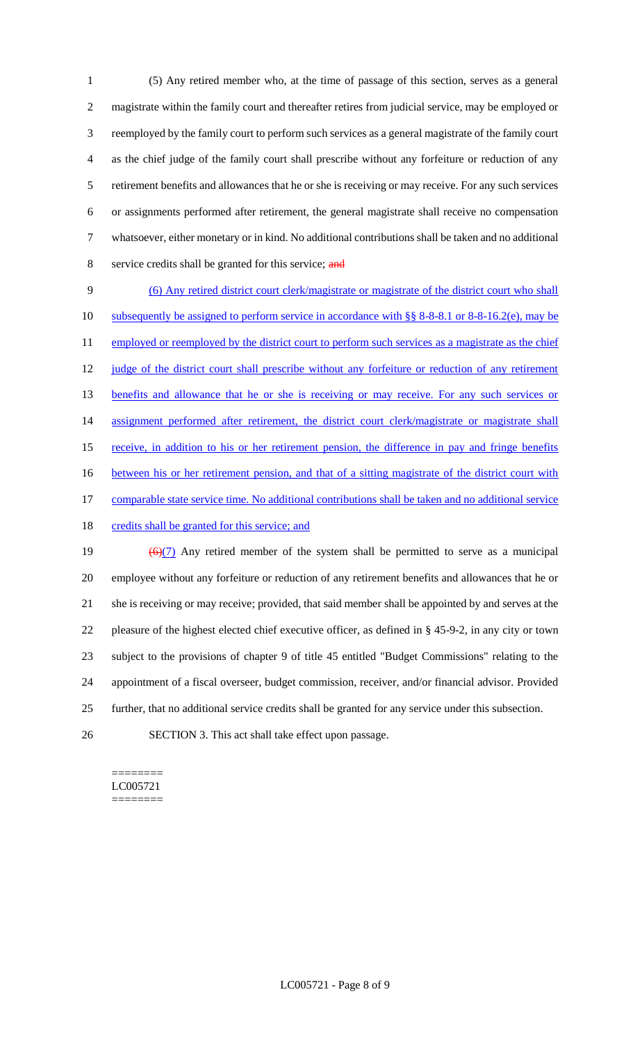(5) Any retired member who, at the time of passage of this section, serves as a general magistrate within the family court and thereafter retires from judicial service, may be employed or reemployed by the family court to perform such services as a general magistrate of the family court as the chief judge of the family court shall prescribe without any forfeiture or reduction of any retirement benefits and allowances that he or she is receiving or may receive. For any such services or assignments performed after retirement, the general magistrate shall receive no compensation whatsoever, either monetary or in kind. No additional contributions shall be taken and no additional service credits shall be granted for this service; ~~and~~

(6) Any retired district court clerk/magistrate or magistrate of the district court who shall subsequently be assigned to perform service in accordance with §§ 8-8-8.1 or 8-8-16.2(e), may be employed or reemployed by the district court to perform such services as a magistrate as the chief judge of the district court shall prescribe without any forfeiture or reduction of any retirement benefits and allowance that he or she is receiving or may receive. For any such services or assignment performed after retirement, the district court clerk/magistrate or magistrate shall receive, in addition to his or her retirement pension, the difference in pay and fringe benefits between his or her retirement pension, and that of a sitting magistrate of the district court with comparable state service time. No additional contributions shall be taken and no additional service credits shall be granted for this service; and

~~(6)~~(7) Any retired member of the system shall be permitted to serve as a municipal employee without any forfeiture or reduction of any retirement benefits and allowances that he or she is receiving or may receive; provided, that said member shall be appointed by and serves at the pleasure of the highest elected chief executive officer, as defined in § 45-9-2, in any city or town subject to the provisions of chapter 9 of title 45 entitled "Budget Commissions" relating to the appointment of a fiscal overseer, budget commission, receiver, and/or financial advisor. Provided further, that no additional service credits shall be granted for any service under this subsection.

SECTION 3. This act shall take effect upon passage.

========
LC005721
========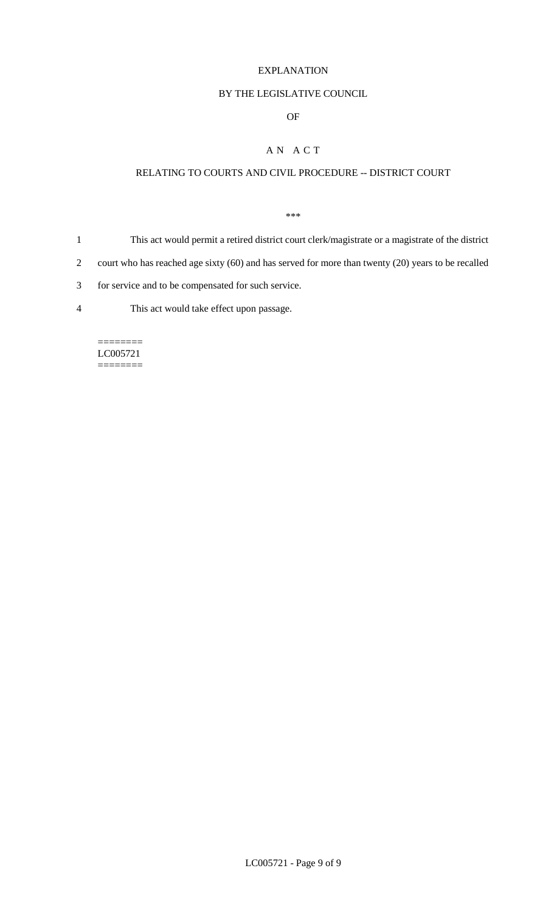EXPLANATION

BY THE LEGISLATIVE COUNCIL

OF

# A N A C T

RELATING TO COURTS AND CIVIL PROCEDURE -- DISTRICT COURT

\*\*\*

1 This act would permit a retired district court clerk/magistrate or a magistrate of the district
2 court who has reached age sixty (60) and has served for more than twenty (20) years to be recalled
3 for service and to be compensated for such service.
4 This act would take effect upon passage.

========
LC005721
========